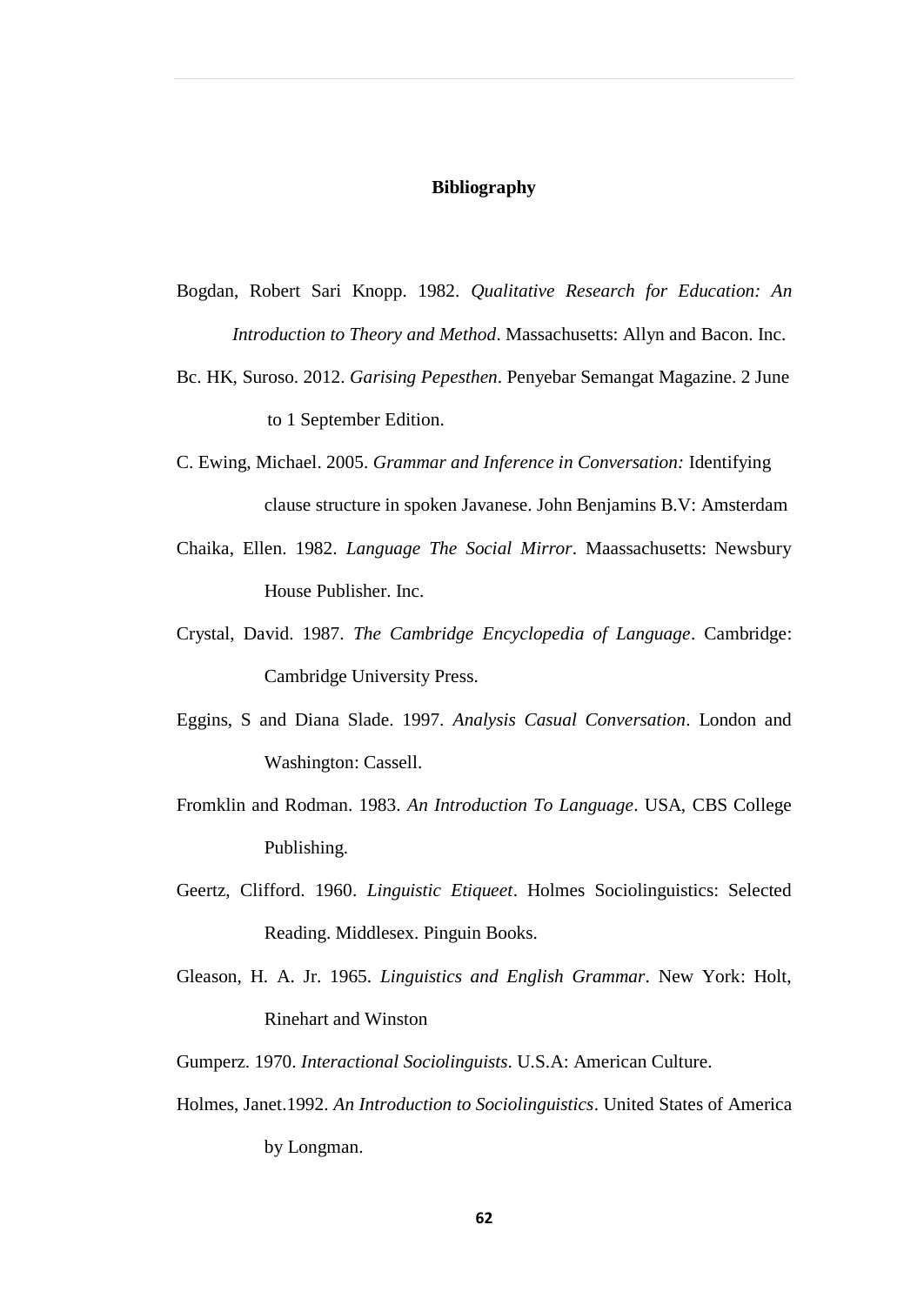# Bibliography

Bogdan, Robert Sari Knopp. 1982. *Qualitative Research for Education: An Introduction to Theory and Method*. Massachusetts: Allyn and Bacon. Inc.

Bc. HK, Suroso. 2012. *Garising Pepesthen*. Penyebar Semangat Magazine. 2 June to 1 September Edition.

C. Ewing, Michael. 2005. *Grammar and Inference in Conversation:* Identifying clause structure in spoken Javanese. John Benjamins B.V: Amsterdam

Chaika, Ellen. 1982. *Language The Social Mirror*. Maassachusetts: Newsbury House Publisher. Inc.

Crystal, David. 1987. *The Cambridge Encyclopedia of Language*. Cambridge: Cambridge University Press.

Eggins, S and Diana Slade. 1997. *Analysis Casual Conversation*. London and Washington: Cassell.

Fromklin and Rodman. 1983. *An Introduction To Language*. USA, CBS College Publishing.

Geertz, Clifford. 1960. *Linguistic Etiqueet*. Holmes Sociolinguistics: Selected Reading. Middlesex. Pinguin Books.

Gleason, H. A. Jr. 1965. *Linguistics and English Grammar*. New York: Holt, Rinehart and Winston

Gumperz. 1970. *Interactional Sociolinguists*. U.S.A: American Culture.

Holmes, Janet.1992. *An Introduction to Sociolinguistics*. United States of America by Longman.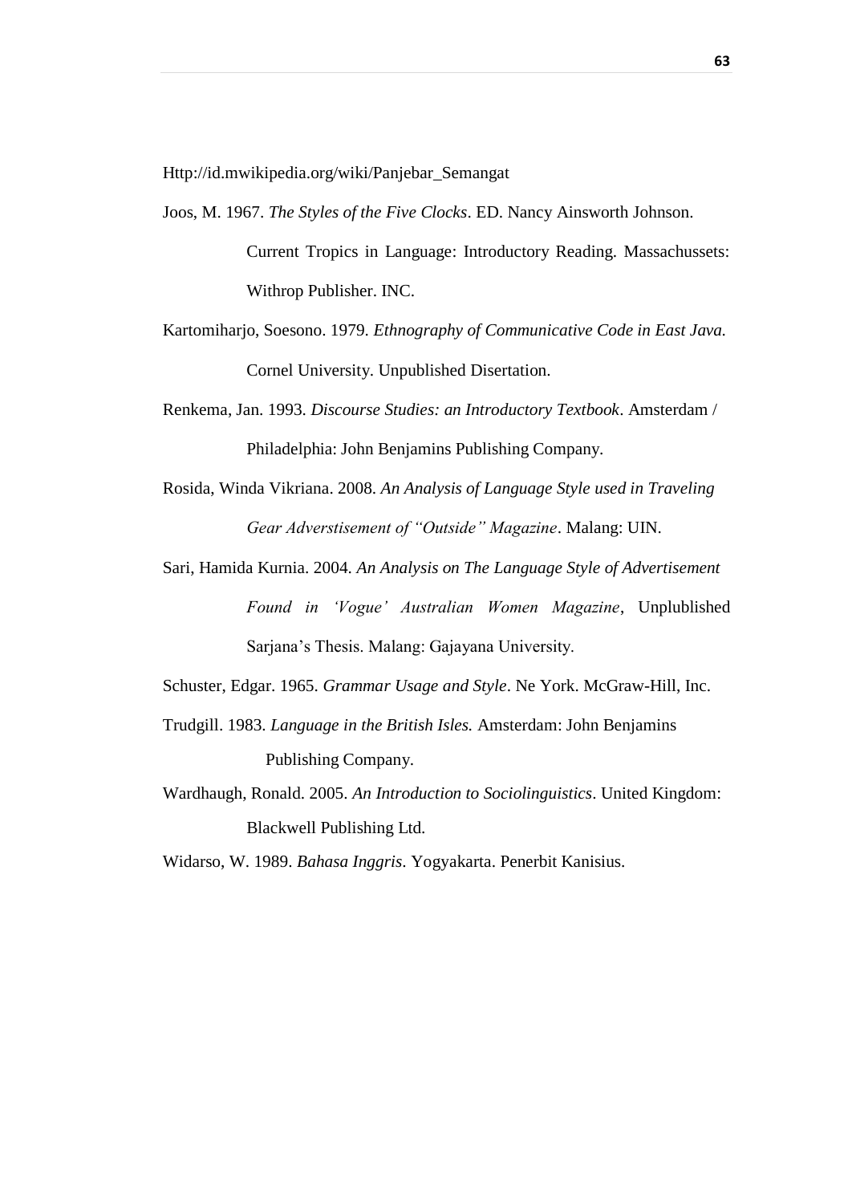Http://id.mwikipedia.org/wiki/Panjebar_Semangat

Joos, M. 1967. *The Styles of the Five Clocks*. ED. Nancy Ainsworth Johnson. Current Tropics in Language: Introductory Reading. Massachussets: Withrop Publisher. INC.

Kartomiharjo, Soesono. 1979. *Ethnography of Communicative Code in East Java.* Cornel University. Unpublished Disertation.

Renkema, Jan. 1993. *Discourse Studies: an Introductory Textbook*. Amsterdam / Philadelphia: John Benjamins Publishing Company.

Rosida, Winda Vikriana. 2008. *An Analysis of Language Style used in Traveling Gear Adverstisement of "Outside" Magazine*. Malang: UIN.

Sari, Hamida Kurnia. 2004. *An Analysis on The Language Style of Advertisement Found in 'Vogue' Australian Women Magazine*, Unplublished Sarjana's Thesis. Malang: Gajayana University.

Schuster, Edgar. 1965. *Grammar Usage and Style*. Ne York. McGraw-Hill, Inc.

Trudgill. 1983. *Language in the British Isles.* Amsterdam: John Benjamins Publishing Company.

Wardhaugh, Ronald. 2005. *An Introduction to Sociolinguistics*. United Kingdom: Blackwell Publishing Ltd.

Widarso, W. 1989. *Bahasa Inggris*. Yogyakarta. Penerbit Kanisius.